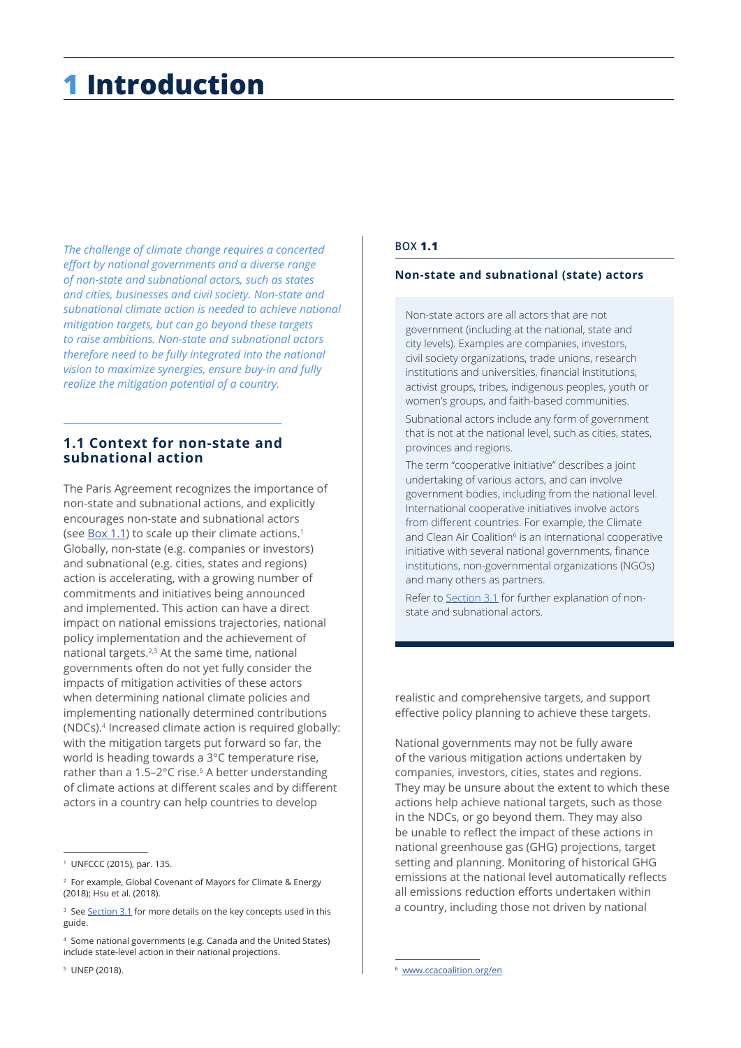# 1 Introduction

*The challenge of climate change requires a concerted effort by national governments and a diverse range of non-state and subnational actors, such as states and cities, businesses and civil society. Non-state and subnational climate action is needed to achieve national mitigation targets, but can go beyond these targets to raise ambitions. Non-state and subnational actors therefore need to be fully integrated into the national vision to maximize synergies, ensure buy-in and fully realize the mitigation potential of a country.*

## 1.1 Context for non-state and subnational action

The Paris Agreement recognizes the importance of non-state and subnational actions, and explicitly encourages non-state and subnational actors (see Box 1.1) to scale up their climate actions.[1] Globally, non-state (e.g. companies or investors) and subnational (e.g. cities, states and regions) action is accelerating, with a growing number of commitments and initiatives being announced and implemented. This action can have a direct impact on national emissions trajectories, national policy implementation and the achievement of national targets.[2,3] At the same time, national governments often do not yet fully consider the impacts of mitigation activities of these actors when determining national climate policies and implementing nationally determined contributions (NDCs).[4] Increased climate action is required globally: with the mitigation targets put forward so far, the world is heading towards a 3°C temperature rise, rather than a 1.5–2°C rise.[5] A better understanding of climate actions at different scales and by different actors in a country can help countries to develop realistic and comprehensive targets, and support effective policy planning to achieve these targets.

National governments may not be fully aware of the various mitigation actions undertaken by companies, investors, cities, states and regions. They may be unsure about the extent to which these actions help achieve national targets, such as those in the NDCs, or go beyond them. They may also be unable to reflect the impact of these actions in national greenhouse gas (GHG) projections, target setting and planning. Monitoring of historical GHG emissions at the national level automatically reflects all emissions reduction efforts undertaken within a country, including those not driven by national

---

BOX **1.1**

**Non-state and subnational (state) actors**

Non-state actors are all actors that are not government (including at the national, state and city levels). Examples are companies, investors, civil society organizations, trade unions, research institutions and universities, financial institutions, activist groups, tribes, indigenous peoples, youth or women's groups, and faith-based communities.

Subnational actors include any form of government that is not at the national level, such as cities, states, provinces and regions.

The term "cooperative initiative" describes a joint undertaking of various actors, and can involve government bodies, including from the national level. International cooperative initiatives involve actors from different countries. For example, the Climate and Clean Air Coalition[6] is an international cooperative initiative with several national governments, finance institutions, non-governmental organizations (NGOs) and many others as partners.

Refer to Section 3.1 for further explanation of non-state and subnational actors.

---

[1] UNFCCC (2015), par. 135.

[2] For example, Global Covenant of Mayors for Climate & Energy (2018); Hsu et al. (2018).

[3] See Section 3.1 for more details on the key concepts used in this guide.

[4] Some national governments (e.g. Canada and the United States) include state-level action in their national projections.

[5] UNEP (2018).

[6] www.ccacoalition.org/en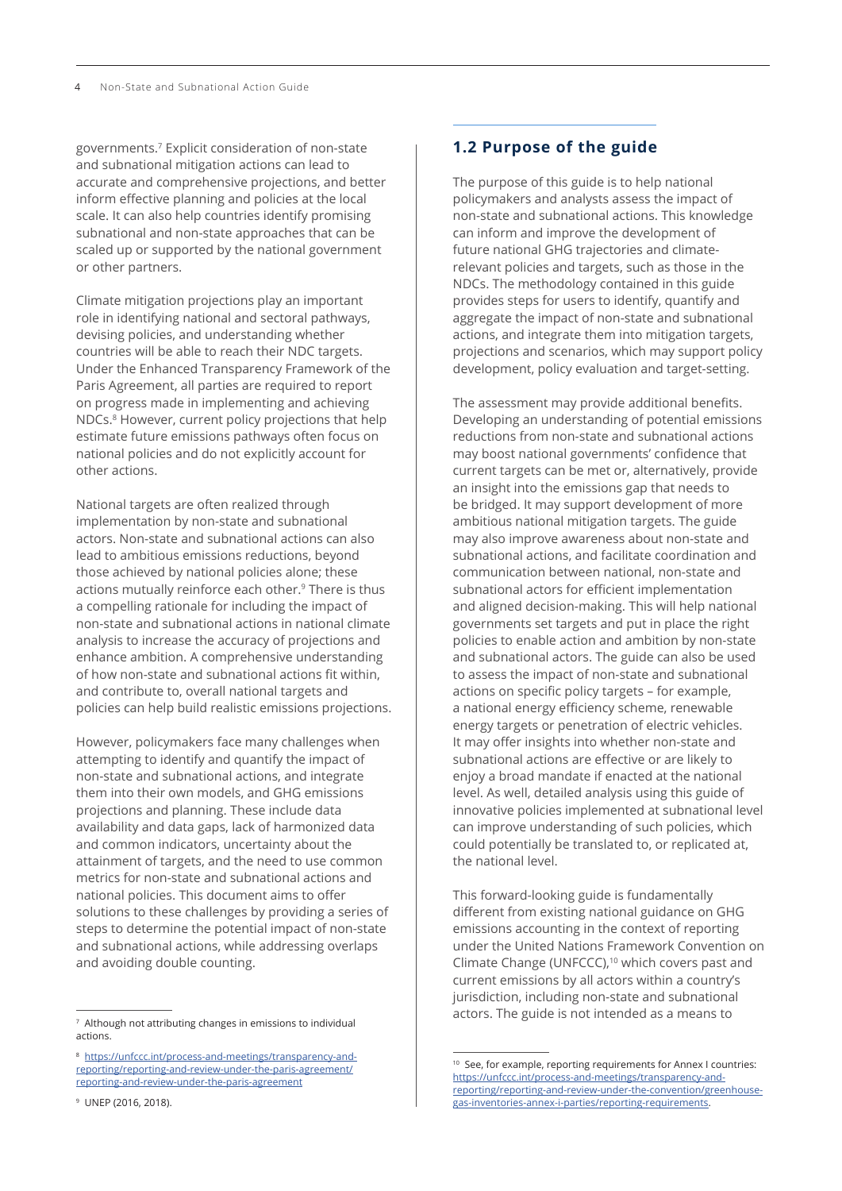governments.[7] Explicit consideration of non-state and subnational mitigation actions can lead to accurate and comprehensive projections, and better inform effective planning and policies at the local scale. It can also help countries identify promising subnational and non-state approaches that can be scaled up or supported by the national government or other partners.

Climate mitigation projections play an important role in identifying national and sectoral pathways, devising policies, and understanding whether countries will be able to reach their NDC targets. Under the Enhanced Transparency Framework of the Paris Agreement, all parties are required to report on progress made in implementing and achieving NDCs.[8] However, current policy projections that help estimate future emissions pathways often focus on national policies and do not explicitly account for other actions.

National targets are often realized through implementation by non-state and subnational actors. Non-state and subnational actions can also lead to ambitious emissions reductions, beyond those achieved by national policies alone; these actions mutually reinforce each other.[9] There is thus a compelling rationale for including the impact of non-state and subnational actions in national climate analysis to increase the accuracy of projections and enhance ambition. A comprehensive understanding of how non-state and subnational actions fit within, and contribute to, overall national targets and policies can help build realistic emissions projections.

However, policymakers face many challenges when attempting to identify and quantify the impact of non-state and subnational actions, and integrate them into their own models, and GHG emissions projections and planning. These include data availability and data gaps, lack of harmonized data and common indicators, uncertainty about the attainment of targets, and the need to use common metrics for non-state and subnational actions and national policies. This document aims to offer solutions to these challenges by providing a series of steps to determine the potential impact of non-state and subnational actions, while addressing overlaps and avoiding double counting.

## 1.2 Purpose of the guide

The purpose of this guide is to help national policymakers and analysts assess the impact of non-state and subnational actions. This knowledge can inform and improve the development of future national GHG trajectories and climate-relevant policies and targets, such as those in the NDCs. The methodology contained in this guide provides steps for users to identify, quantify and aggregate the impact of non-state and subnational actions, and integrate them into mitigation targets, projections and scenarios, which may support policy development, policy evaluation and target-setting.

The assessment may provide additional benefits. Developing an understanding of potential emissions reductions from non-state and subnational actions may boost national governments' confidence that current targets can be met or, alternatively, provide an insight into the emissions gap that needs to be bridged. It may support development of more ambitious national mitigation targets. The guide may also improve awareness about non-state and subnational actions, and facilitate coordination and communication between national, non-state and subnational actors for efficient implementation and aligned decision-making. This will help national governments set targets and put in place the right policies to enable action and ambition by non-state and subnational actors. The guide can also be used to assess the impact of non-state and subnational actions on specific policy targets – for example, a national energy efficiency scheme, renewable energy targets or penetration of electric vehicles. It may offer insights into whether non-state and subnational actions are effective or are likely to enjoy a broad mandate if enacted at the national level. As well, detailed analysis using this guide of innovative policies implemented at subnational level can improve understanding of such policies, which could potentially be translated to, or replicated at, the national level.

This forward-looking guide is fundamentally different from existing national guidance on GHG emissions accounting in the context of reporting under the United Nations Framework Convention on Climate Change (UNFCCC),[10] which covers past and current emissions by all actors within a country's jurisdiction, including non-state and subnational actors. The guide is not intended as a means to

---

[7] Although not attributing changes in emissions to individual actions.

[8] https://unfccc.int/process-and-meetings/transparency-and-reporting/reporting-and-review-under-the-paris-agreement/reporting-and-review-under-the-paris-agreement

[9] UNEP (2016, 2018).

[10] See, for example, reporting requirements for Annex I countries: https://unfccc.int/process-and-meetings/transparency-and-reporting/reporting-and-review-under-the-convention/greenhouse-gas-inventories-annex-i-parties/reporting-requirements.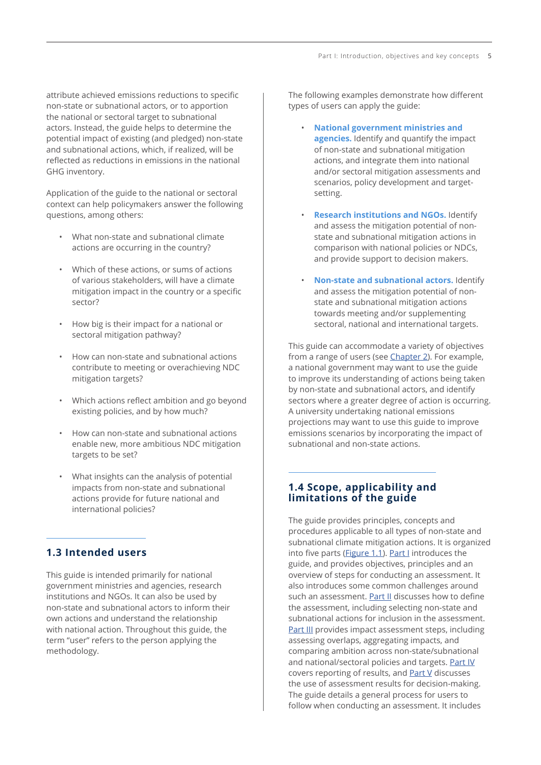attribute achieved emissions reductions to specific non-state or subnational actors, or to apportion the national or sectoral target to subnational actors. Instead, the guide helps to determine the potential impact of existing (and pledged) non-state and subnational actions, which, if realized, will be reflected as reductions in emissions in the national GHG inventory.

Application of the guide to the national or sectoral context can help policymakers answer the following questions, among others:

- What non-state and subnational climate actions are occurring in the country?
- Which of these actions, or sums of actions of various stakeholders, will have a climate mitigation impact in the country or a specific sector?
- How big is their impact for a national or sectoral mitigation pathway?
- How can non-state and subnational actions contribute to meeting or overachieving NDC mitigation targets?
- Which actions reflect ambition and go beyond existing policies, and by how much?
- How can non-state and subnational actions enable new, more ambitious NDC mitigation targets to be set?
- What insights can the analysis of potential impacts from non-state and subnational actions provide for future national and international policies?

## 1.3 Intended users

This guide is intended primarily for national government ministries and agencies, research institutions and NGOs. It can also be used by non-state and subnational actors to inform their own actions and understand the relationship with national action. Throughout this guide, the term "user" refers to the person applying the methodology.

The following examples demonstrate how different types of users can apply the guide:

- **National government ministries and agencies.** Identify and quantify the impact of non-state and subnational mitigation actions, and integrate them into national and/or sectoral mitigation assessments and scenarios, policy development and target-setting.
- **Research institutions and NGOs.** Identify and assess the mitigation potential of non-state and subnational mitigation actions in comparison with national policies or NDCs, and provide support to decision makers.
- **Non-state and subnational actors.** Identify and assess the mitigation potential of non-state and subnational mitigation actions towards meeting and/or supplementing sectoral, national and international targets.

This guide can accommodate a variety of objectives from a range of users (see Chapter 2). For example, a national government may want to use the guide to improve its understanding of actions being taken by non-state and subnational actors, and identify sectors where a greater degree of action is occurring. A university undertaking national emissions projections may want to use this guide to improve emissions scenarios by incorporating the impact of subnational and non-state actions.

## 1.4 Scope, applicability and limitations of the guide

The guide provides principles, concepts and procedures applicable to all types of non-state and subnational climate mitigation actions. It is organized into five parts (Figure 1.1). Part I introduces the guide, and provides objectives, principles and an overview of steps for conducting an assessment. It also introduces some common challenges around such an assessment. Part II discusses how to define the assessment, including selecting non-state and subnational actions for inclusion in the assessment. Part III provides impact assessment steps, including assessing overlaps, aggregating impacts, and comparing ambition across non-state/subnational and national/sectoral policies and targets. Part IV covers reporting of results, and Part V discusses the use of assessment results for decision-making. The guide details a general process for users to follow when conducting an assessment. It includes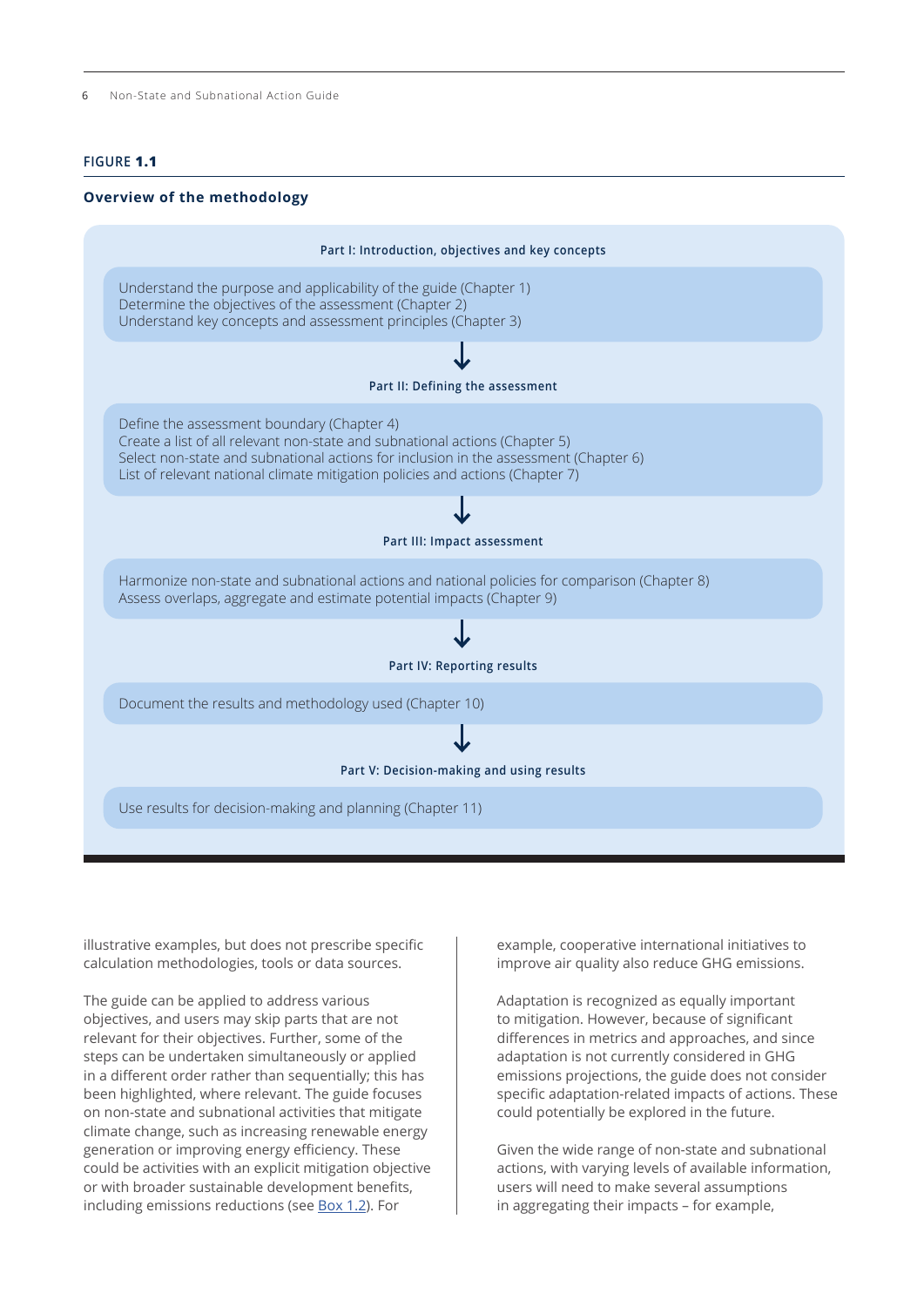**FIGURE 1.1**

**Overview of the methodology**

**Part I: Introduction, objectives and key concepts**

Understand the purpose and applicability of the guide (Chapter 1)
Determine the objectives of the assessment (Chapter 2)
Understand key concepts and assessment principles (Chapter 3)

↓

**Part II: Defining the assessment**

Define the assessment boundary (Chapter 4)
Create a list of all relevant non-state and subnational actions (Chapter 5)
Select non-state and subnational actions for inclusion in the assessment (Chapter 6)
List of relevant national climate mitigation policies and actions (Chapter 7)

↓

**Part III: Impact assessment**

Harmonize non-state and subnational actions and national policies for comparison (Chapter 8)
Assess overlaps, aggregate and estimate potential impacts (Chapter 9)

↓

**Part IV: Reporting results**

Document the results and methodology used (Chapter 10)

↓

**Part V: Decision-making and using results**

Use results for decision-making and planning (Chapter 11)

illustrative examples, but does not prescribe specific calculation methodologies, tools or data sources.

The guide can be applied to address various objectives, and users may skip parts that are not relevant for their objectives. Further, some of the steps can be undertaken simultaneously or applied in a different order rather than sequentially; this has been highlighted, where relevant. The guide focuses on non-state and subnational activities that mitigate climate change, such as increasing renewable energy generation or improving energy efficiency. These could be activities with an explicit mitigation objective or with broader sustainable development benefits, including emissions reductions (see Box 1.2). For example, cooperative international initiatives to improve air quality also reduce GHG emissions.

Adaptation is recognized as equally important to mitigation. However, because of significant differences in metrics and approaches, and since adaptation is not currently considered in GHG emissions projections, the guide does not consider specific adaptation-related impacts of actions. These could potentially be explored in the future.

Given the wide range of non-state and subnational actions, with varying levels of available information, users will need to make several assumptions in aggregating their impacts – for example,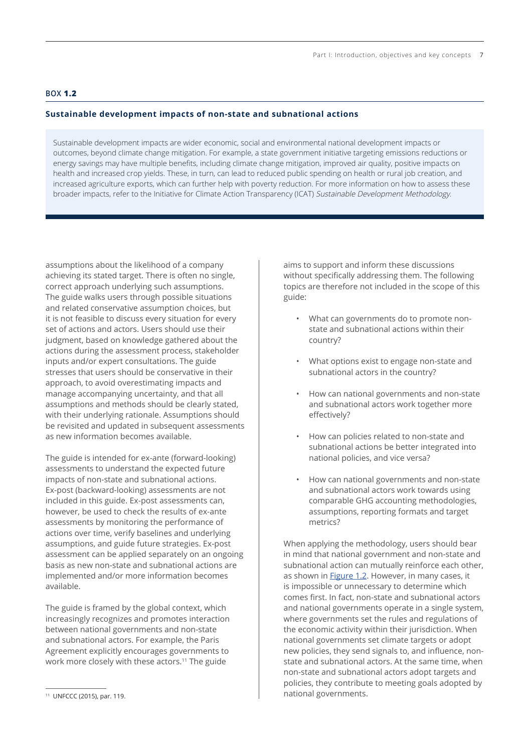**BOX 1.2**

### Sustainable development impacts of non-state and subnational actions

Sustainable development impacts are wider economic, social and environmental national development impacts or outcomes, beyond climate change mitigation. For example, a state government initiative targeting emissions reductions or energy savings may have multiple benefits, including climate change mitigation, improved air quality, positive impacts on health and increased crop yields. These, in turn, can lead to reduced public spending on health or rural job creation, and increased agriculture exports, which can further help with poverty reduction. For more information on how to assess these broader impacts, refer to the Initiative for Climate Action Transparency (ICAT) *Sustainable Development Methodology.*

assumptions about the likelihood of a company achieving its stated target. There is often no single, correct approach underlying such assumptions. The guide walks users through possible situations and related conservative assumption choices, but it is not feasible to discuss every situation for every set of actions and actors. Users should use their judgment, based on knowledge gathered about the actions during the assessment process, stakeholder inputs and/or expert consultations. The guide stresses that users should be conservative in their approach, to avoid overestimating impacts and manage accompanying uncertainty, and that all assumptions and methods should be clearly stated, with their underlying rationale. Assumptions should be revisited and updated in subsequent assessments as new information becomes available.

The guide is intended for ex-ante (forward-looking) assessments to understand the expected future impacts of non-state and subnational actions. Ex-post (backward-looking) assessments are not included in this guide. Ex-post assessments can, however, be used to check the results of ex-ante assessments by monitoring the performance of actions over time, verify baselines and underlying assumptions, and guide future strategies. Ex-post assessment can be applied separately on an ongoing basis as new non-state and subnational actions are implemented and/or more information becomes available.

The guide is framed by the global context, which increasingly recognizes and promotes interaction between national governments and non-state and subnational actors. For example, the Paris Agreement explicitly encourages governments to work more closely with these actors.[11] The guide aims to support and inform these discussions without specifically addressing them. The following topics are therefore not included in the scope of this guide:

- What can governments do to promote non-state and subnational actions within their country?
- What options exist to engage non-state and subnational actors in the country?
- How can national governments and non-state and subnational actors work together more effectively?
- How can policies related to non-state and subnational actions be better integrated into national policies, and vice versa?
- How can national governments and non-state and subnational actors work towards using comparable GHG accounting methodologies, assumptions, reporting formats and target metrics?

When applying the methodology, users should bear in mind that national government and non-state and subnational action can mutually reinforce each other, as shown in Figure 1.2. However, in many cases, it is impossible or unnecessary to determine which comes first. In fact, non-state and subnational actors and national governments operate in a single system, where governments set the rules and regulations of the economic activity within their jurisdiction. When national governments set climate targets or adopt new policies, they send signals to, and influence, non-state and subnational actors. At the same time, when non-state and subnational actors adopt targets and policies, they contribute to meeting goals adopted by national governments.

[11] UNFCCC (2015), par. 119.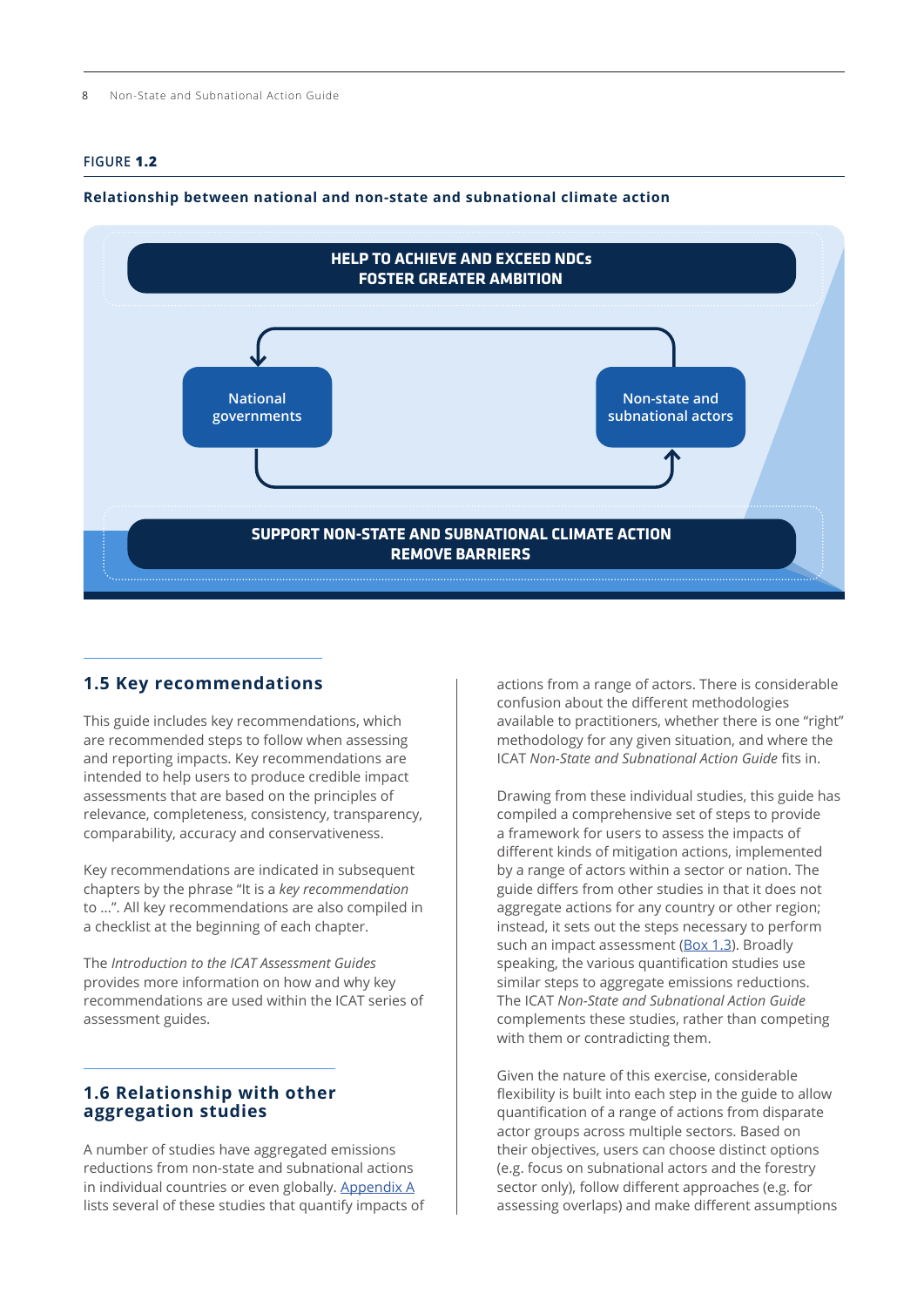FIGURE **1.2**

**Relationship between national and non-state and subnational climate action**

HELP TO ACHIEVE AND EXCEED NDCs
FOSTER GREATER AMBITION

National governments

Non-state and subnational actors

SUPPORT NON-STATE AND SUBNATIONAL CLIMATE ACTION
REMOVE BARRIERS

## 1.5 Key recommendations

This guide includes key recommendations, which are recommended steps to follow when assessing and reporting impacts. Key recommendations are intended to help users to produce credible impact assessments that are based on the principles of relevance, completeness, consistency, transparency, comparability, accuracy and conservativeness.

Key recommendations are indicated in subsequent chapters by the phrase "It is a *key recommendation* to ...". All key recommendations are also compiled in a checklist at the beginning of each chapter.

The *Introduction to the ICAT Assessment Guides* provides more information on how and why key recommendations are used within the ICAT series of assessment guides.

## 1.6 Relationship with other aggregation studies

A number of studies have aggregated emissions reductions from non-state and subnational actions in individual countries or even globally. Appendix A lists several of these studies that quantify impacts of actions from a range of actors. There is considerable confusion about the different methodologies available to practitioners, whether there is one "right" methodology for any given situation, and where the ICAT *Non-State and Subnational Action Guide* fits in.

Drawing from these individual studies, this guide has compiled a comprehensive set of steps to provide a framework for users to assess the impacts of different kinds of mitigation actions, implemented by a range of actors within a sector or nation. The guide differs from other studies in that it does not aggregate actions for any country or other region; instead, it sets out the steps necessary to perform such an impact assessment (Box 1.3). Broadly speaking, the various quantification studies use similar steps to aggregate emissions reductions. The ICAT *Non-State and Subnational Action Guide* complements these studies, rather than competing with them or contradicting them.

Given the nature of this exercise, considerable flexibility is built into each step in the guide to allow quantification of a range of actions from disparate actor groups across multiple sectors. Based on their objectives, users can choose distinct options (e.g. focus on subnational actors and the forestry sector only), follow different approaches (e.g. for assessing overlaps) and make different assumptions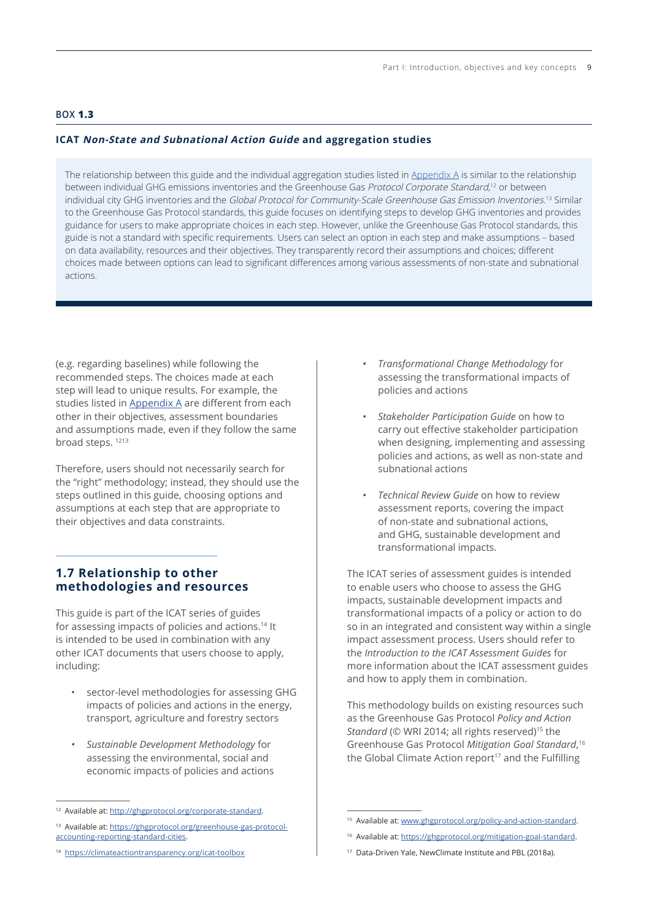BOX **1.3**

**ICAT *Non-State and Subnational Action Guide* and aggregation studies**

The relationship between this guide and the individual aggregation studies listed in Appendix A is similar to the relationship between individual GHG emissions inventories and the Greenhouse Gas *Protocol Corporate Standard*,[12] or between individual city GHG inventories and the *Global Protocol for Community-Scale Greenhouse Gas Emission Inventories*.[13] Similar to the Greenhouse Gas Protocol standards, this guide focuses on identifying steps to develop GHG inventories and provides guidance for users to make appropriate choices in each step. However, unlike the Greenhouse Gas Protocol standards, this guide is not a standard with specific requirements. Users can select an option in each step and make assumptions – based on data availability, resources and their objectives. They transparently record their assumptions and choices; different choices made between options can lead to significant differences among various assessments of non-state and subnational actions.

(e.g. regarding baselines) while following the recommended steps. The choices made at each step will lead to unique results. For example, the studies listed in Appendix A are different from each other in their objectives, assessment boundaries and assumptions made, even if they follow the same broad steps. [12,13]

Therefore, users should not necessarily search for the "right" methodology; instead, they should use the steps outlined in this guide, choosing options and assumptions at each step that are appropriate to their objectives and data constraints.

## 1.7 Relationship to other methodologies and resources

This guide is part of the ICAT series of guides for assessing impacts of policies and actions.[14] It is intended to be used in combination with any other ICAT documents that users choose to apply, including:

- sector-level methodologies for assessing GHG impacts of policies and actions in the energy, transport, agriculture and forestry sectors
- *Sustainable Development Methodology* for assessing the environmental, social and economic impacts of policies and actions
- *Transformational Change Methodology* for assessing the transformational impacts of policies and actions
- *Stakeholder Participation Guide* on how to carry out effective stakeholder participation when designing, implementing and assessing policies and actions, as well as non-state and subnational actions
- *Technical Review Guide* on how to review assessment reports, covering the impact of non-state and subnational actions, and GHG, sustainable development and transformational impacts.

The ICAT series of assessment guides is intended to enable users who choose to assess the GHG impacts, sustainable development impacts and transformational impacts of a policy or action to do so in an integrated and consistent way within a single impact assessment process. Users should refer to the *Introduction to the ICAT Assessment Guides* for more information about the ICAT assessment guides and how to apply them in combination.

This methodology builds on existing resources such as the Greenhouse Gas Protocol *Policy and Action Standard* (© WRI 2014; all rights reserved)[15] the Greenhouse Gas Protocol *Mitigation Goal Standard*,[16] the Global Climate Action report[17] and the Fulfilling

---

[12] Available at: http://ghgprotocol.org/corporate-standard.

[13] Available at: https://ghgprotocol.org/greenhouse-gas-protocol-accounting-reporting-standard-cities.

[14] https://climateactiontransparency.org/icat-toolbox

[15] Available at: www.ghgprotocol.org/policy-and-action-standard.

[16] Available at: https://ghgprotocol.org/mitigation-goal-standard.

[17] Data-Driven Yale, NewClimate Institute and PBL (2018a).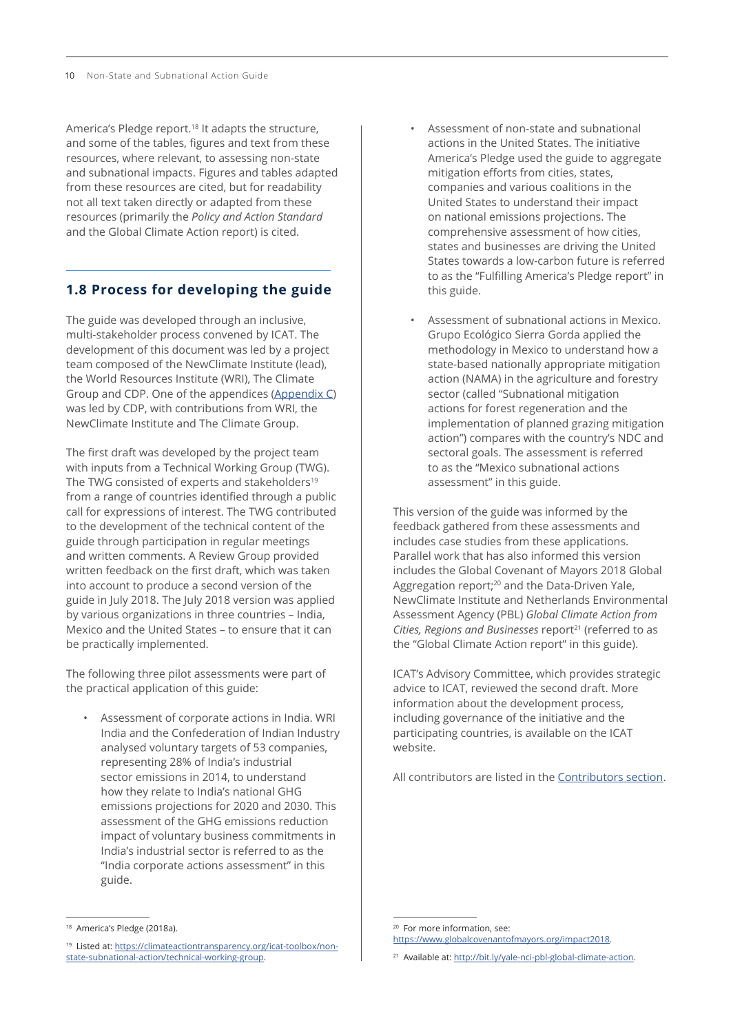America's Pledge report.[18] It adapts the structure, and some of the tables, figures and text from these resources, where relevant, to assessing non-state and subnational impacts. Figures and tables adapted from these resources are cited, but for readability not all text taken directly or adapted from these resources (primarily the *Policy and Action Standard* and the Global Climate Action report) is cited.

## 1.8 Process for developing the guide

The guide was developed through an inclusive, multi-stakeholder process convened by ICAT. The development of this document was led by a project team composed of the NewClimate Institute (lead), the World Resources Institute (WRI), The Climate Group and CDP. One of the appendices (Appendix C) was led by CDP, with contributions from WRI, the NewClimate Institute and The Climate Group.

The first draft was developed by the project team with inputs from a Technical Working Group (TWG). The TWG consisted of experts and stakeholders[19] from a range of countries identified through a public call for expressions of interest. The TWG contributed to the development of the technical content of the guide through participation in regular meetings and written comments. A Review Group provided written feedback on the first draft, which was taken into account to produce a second version of the guide in July 2018. The July 2018 version was applied by various organizations in three countries – India, Mexico and the United States – to ensure that it can be practically implemented.

The following three pilot assessments were part of the practical application of this guide:

- Assessment of corporate actions in India. WRI India and the Confederation of Indian Industry analysed voluntary targets of 53 companies, representing 28% of India's industrial sector emissions in 2014, to understand how they relate to India's national GHG emissions projections for 2020 and 2030. This assessment of the GHG emissions reduction impact of voluntary business commitments in India's industrial sector is referred to as the "India corporate actions assessment" in this guide.
- Assessment of non-state and subnational actions in the United States. The initiative America's Pledge used the guide to aggregate mitigation efforts from cities, states, companies and various coalitions in the United States to understand their impact on national emissions projections. The comprehensive assessment of how cities, states and businesses are driving the United States towards a low-carbon future is referred to as the "Fulfilling America's Pledge report" in this guide.
- Assessment of subnational actions in Mexico. Grupo Ecológico Sierra Gorda applied the methodology in Mexico to understand how a state-based nationally appropriate mitigation action (NAMA) in the agriculture and forestry sector (called "Subnational mitigation actions for forest regeneration and the implementation of planned grazing mitigation action") compares with the country's NDC and sectoral goals. The assessment is referred to as the "Mexico subnational actions assessment" in this guide.

This version of the guide was informed by the feedback gathered from these assessments and includes case studies from these applications. Parallel work that has also informed this version includes the Global Covenant of Mayors 2018 Global Aggregation report;[20] and the Data-Driven Yale, NewClimate Institute and Netherlands Environmental Assessment Agency (PBL) *Global Climate Action from Cities, Regions and Businesses* report[21] (referred to as the "Global Climate Action report" in this guide).

ICAT's Advisory Committee, which provides strategic advice to ICAT, reviewed the second draft. More information about the development process, including governance of the initiative and the participating countries, is available on the ICAT website.

All contributors are listed in the Contributors section.

---

[18] America's Pledge (2018a).

[19] Listed at: https://climateactiontransparency.org/icat-toolbox/non-state-subnational-action/technical-working-group.

[20] For more information, see: https://www.globalcovenantofmayors.org/impact2018.

[21] Available at: http://bit.ly/yale-nci-pbl-global-climate-action.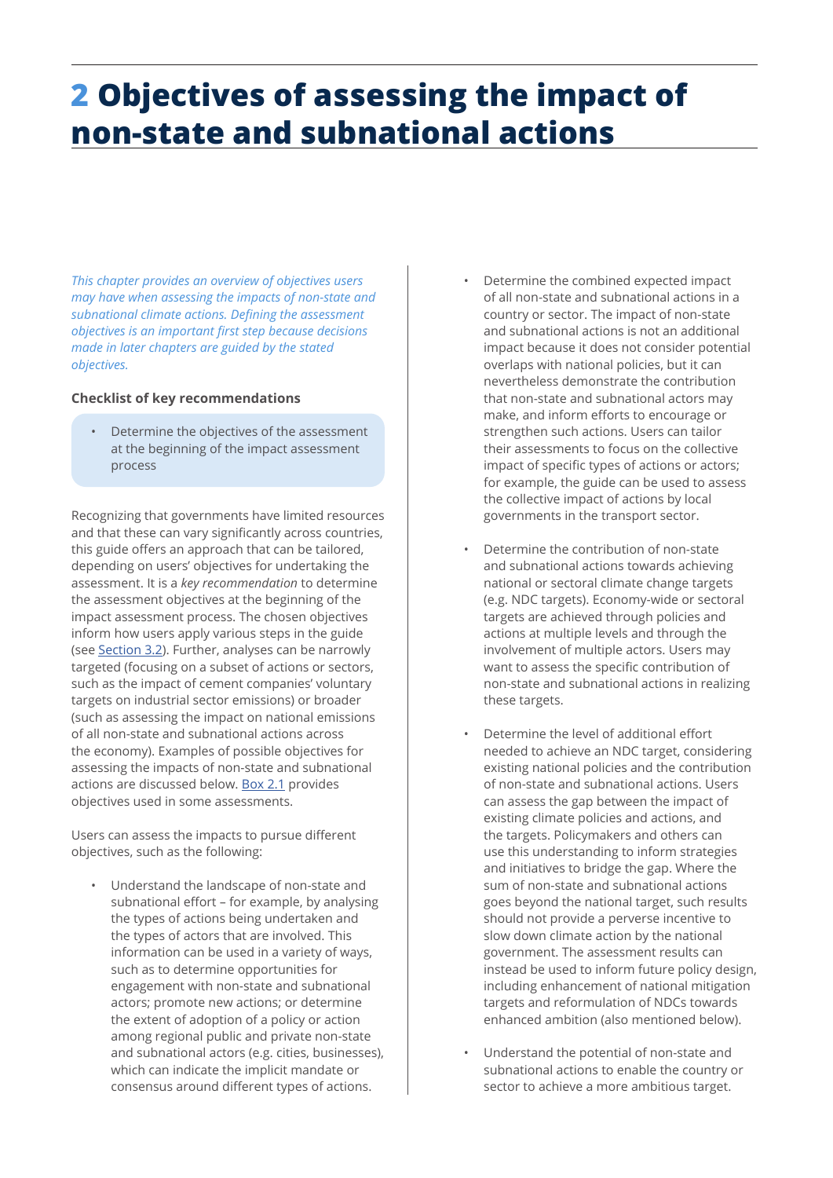# 2 Objectives of assessing the impact of non-state and subnational actions

*This chapter provides an overview of objectives users may have when assessing the impacts of non-state and subnational climate actions. Defining the assessment objectives is an important first step because decisions made in later chapters are guided by the stated objectives.*

**Checklist of key recommendations**

- Determine the objectives of the assessment at the beginning of the impact assessment process

Recognizing that governments have limited resources and that these can vary significantly across countries, this guide offers an approach that can be tailored, depending on users' objectives for undertaking the assessment. It is a *key recommendation* to determine the assessment objectives at the beginning of the impact assessment process. The chosen objectives inform how users apply various steps in the guide (see Section 3.2). Further, analyses can be narrowly targeted (focusing on a subset of actions or sectors, such as the impact of cement companies' voluntary targets on industrial sector emissions) or broader (such as assessing the impact on national emissions of all non-state and subnational actions across the economy). Examples of possible objectives for assessing the impacts of non-state and subnational actions are discussed below. Box 2.1 provides objectives used in some assessments.

Users can assess the impacts to pursue different objectives, such as the following:

- Understand the landscape of non-state and subnational effort – for example, by analysing the types of actions being undertaken and the types of actors that are involved. This information can be used in a variety of ways, such as to determine opportunities for engagement with non-state and subnational actors; promote new actions; or determine the extent of adoption of a policy or action among regional public and private non-state and subnational actors (e.g. cities, businesses), which can indicate the implicit mandate or consensus around different types of actions.
- Determine the combined expected impact of all non-state and subnational actions in a country or sector. The impact of non-state and subnational actions is not an additional impact because it does not consider potential overlaps with national policies, but it can nevertheless demonstrate the contribution that non-state and subnational actors may make, and inform efforts to encourage or strengthen such actions. Users can tailor their assessments to focus on the collective impact of specific types of actions or actors; for example, the guide can be used to assess the collective impact of actions by local governments in the transport sector.
- Determine the contribution of non-state and subnational actions towards achieving national or sectoral climate change targets (e.g. NDC targets). Economy-wide or sectoral targets are achieved through policies and actions at multiple levels and through the involvement of multiple actors. Users may want to assess the specific contribution of non-state and subnational actions in realizing these targets.
- Determine the level of additional effort needed to achieve an NDC target, considering existing national policies and the contribution of non-state and subnational actions. Users can assess the gap between the impact of existing climate policies and actions, and the targets. Policymakers and others can use this understanding to inform strategies and initiatives to bridge the gap. Where the sum of non-state and subnational actions goes beyond the national target, such results should not provide a perverse incentive to slow down climate action by the national government. The assessment results can instead be used to inform future policy design, including enhancement of national mitigation targets and reformulation of NDCs towards enhanced ambition (also mentioned below).
- Understand the potential of non-state and subnational actions to enable the country or sector to achieve a more ambitious target.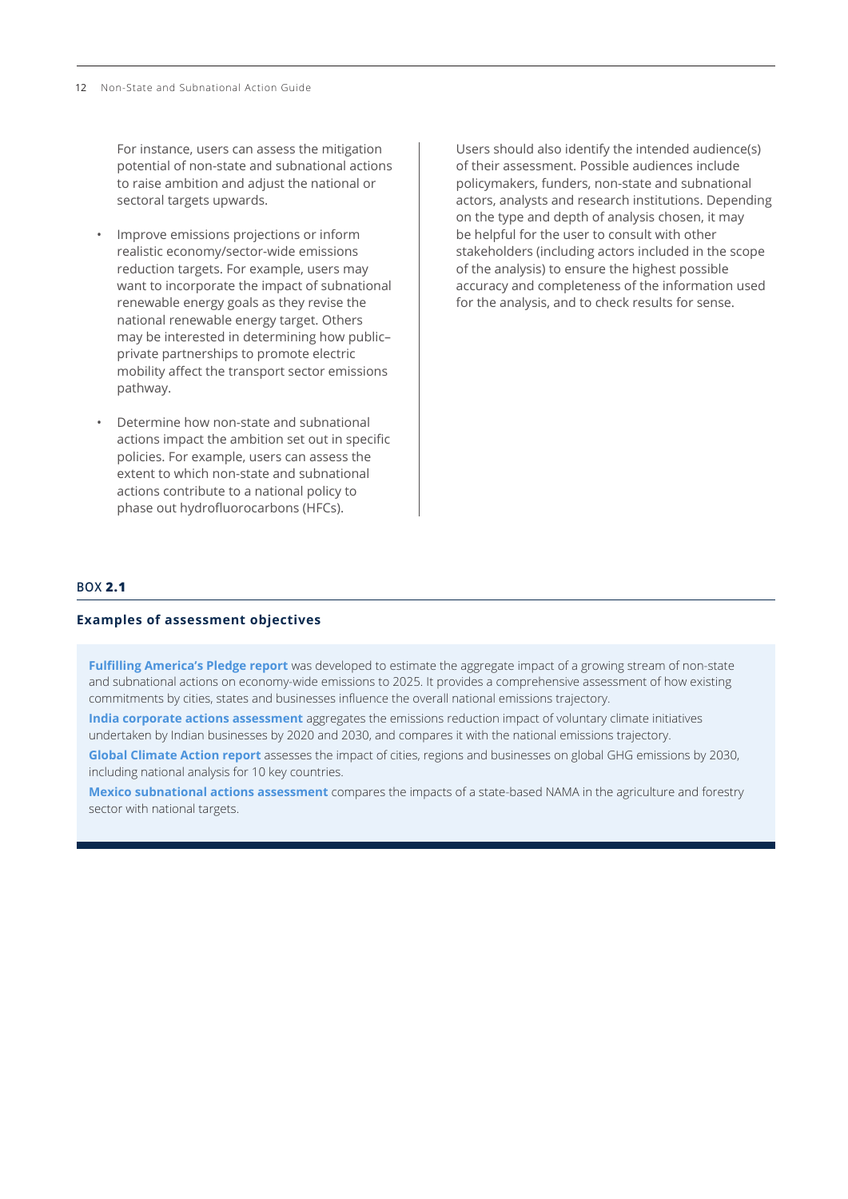For instance, users can assess the mitigation potential of non-state and subnational actions to raise ambition and adjust the national or sectoral targets upwards.

- Improve emissions projections or inform realistic economy/sector-wide emissions reduction targets. For example, users may want to incorporate the impact of subnational renewable energy goals as they revise the national renewable energy target. Others may be interested in determining how public–private partnerships to promote electric mobility affect the transport sector emissions pathway.
- Determine how non-state and subnational actions impact the ambition set out in specific policies. For example, users can assess the extent to which non-state and subnational actions contribute to a national policy to phase out hydrofluorocarbons (HFCs).

Users should also identify the intended audience(s) of their assessment. Possible audiences include policymakers, funders, non-state and subnational actors, analysts and research institutions. Depending on the type and depth of analysis chosen, it may be helpful for the user to consult with other stakeholders (including actors included in the scope of the analysis) to ensure the highest possible accuracy and completeness of the information used for the analysis, and to check results for sense.

BOX **2.1**

### Examples of assessment objectives

**Fulfilling America's Pledge report** was developed to estimate the aggregate impact of a growing stream of non-state and subnational actions on economy-wide emissions to 2025. It provides a comprehensive assessment of how existing commitments by cities, states and businesses influence the overall national emissions trajectory.

**India corporate actions assessment** aggregates the emissions reduction impact of voluntary climate initiatives undertaken by Indian businesses by 2020 and 2030, and compares it with the national emissions trajectory.

**Global Climate Action report** assesses the impact of cities, regions and businesses on global GHG emissions by 2030, including national analysis for 10 key countries.

**Mexico subnational actions assessment** compares the impacts of a state-based NAMA in the agriculture and forestry sector with national targets.